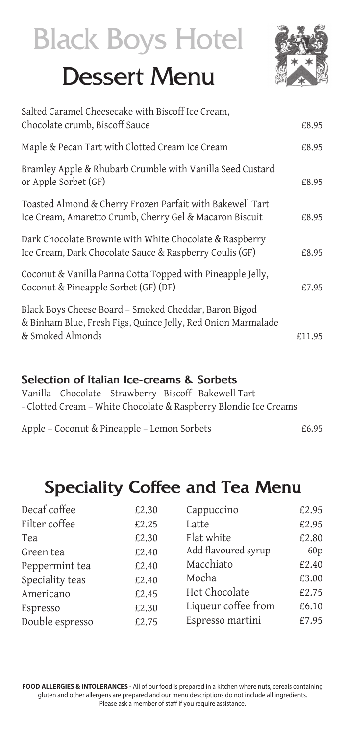# Black Boys Hotel

## Dessert Menu

| Item | Price |
|---|---|
| Salted Caramel Cheesecake with Biscoff Ice Cream, Chocolate crumb, Biscoff Sauce | £8.95 |
| Maple & Pecan Tart with Clotted Cream Ice Cream | £8.95 |
| Bramley Apple & Rhubarb Crumble with Vanilla Seed Custard or Apple Sorbet (GF) | £8.95 |
| Toasted Almond & Cherry Frozen Parfait with Bakewell Tart Ice Cream, Amaretto Crumb, Cherry Gel & Macaron Biscuit | £8.95 |
| Dark Chocolate Brownie with White Chocolate & Raspberry Ice Cream, Dark Chocolate Sauce & Raspberry Coulis (GF) | £8.95 |
| Coconut & Vanilla Panna Cotta Topped with Pineapple Jelly, Coconut & Pineapple Sorbet (GF) (DF) | £7.95 |
| Black Boys Cheese Board – Smoked Cheddar, Baron Bigod & Binham Blue, Fresh Figs, Quince Jelly, Red Onion Marmalade & Smoked Almonds | £11.95 |

### Selection of Italian Ice-creams & Sorbets

Vanilla – Chocolate – Strawberry –Biscoff– Bakewell Tart
- Clotted Cream – White Chocolate & Raspberry Blondie Ice Creams

Apple – Coconut & Pineapple – Lemon Sorbets £6.95

## Speciality Coffee and Tea Menu

| Item | Price | Item | Price |
|---|---|---|---|
| Decaf coffee | £2.30 | Cappuccino | £2.95 |
| Filter coffee | £2.25 | Latte | £2.95 |
| Tea | £2.30 | Flat white | £2.80 |
| Green tea | £2.40 | Add flavoured syrup | 60p |
| Peppermint tea | £2.40 | Macchiato | £2.40 |
| Speciality teas | £2.40 | Mocha | £3.00 |
| Americano | £2.45 | Hot Chocolate | £2.75 |
| Espresso | £2.30 | Liqueur coffee from | £6.10 |
| Double espresso | £2.75 | Espresso martini | £7.95 |

**FOOD ALLERGIES & INTOLERANCES -** All of our food is prepared in a kitchen where nuts, cereals containing gluten and other allergens are prepared and our menu descriptions do not include all ingredients. Please ask a member of staff if you require assistance.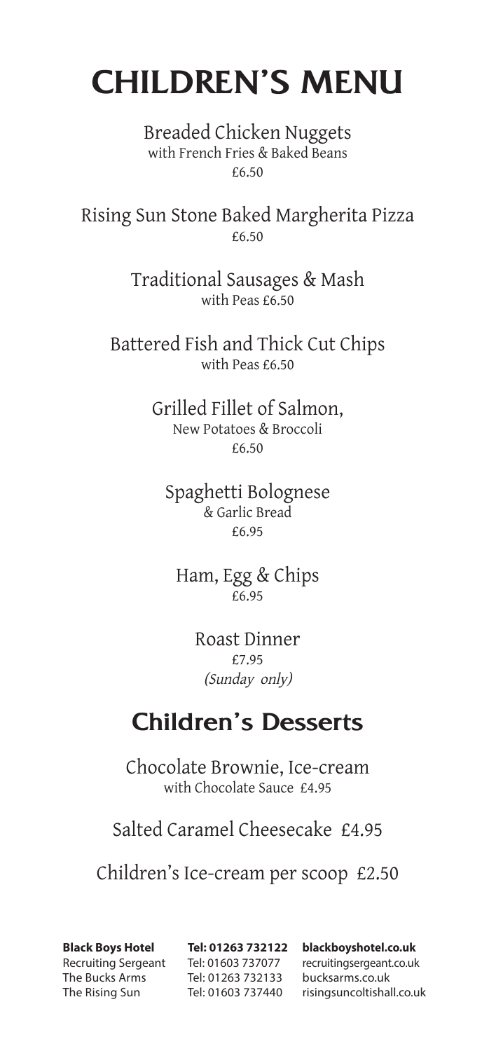# CHILDREN'S MENU

Breaded Chicken Nuggets
with French Fries & Baked Beans
£6.50

Rising Sun Stone Baked Margherita Pizza
£6.50

Traditional Sausages & Mash
with Peas £6.50

Battered Fish and Thick Cut Chips
with Peas £6.50

Grilled Fillet of Salmon,
New Potatoes & Broccoli
£6.50

Spaghetti Bolognese
& Garlic Bread
£6.95

Ham, Egg & Chips
£6.95

Roast Dinner
£7.95
*(Sunday only)*

## Children's Desserts

Chocolate Brownie, Ice-cream
with Chocolate Sauce £4.95

Salted Caramel Cheesecake £4.95

Children's Ice-cream per scoop £2.50

| | | |
|---|---|---|
| **Black Boys Hotel** | **Tel: 01263 732122** | **blackboyshotel.co.uk** |
| Recruiting Sergeant | Tel: 01603 737077 | recruitingsergeant.co.uk |
| The Bucks Arms | Tel: 01263 732133 | bucksarms.co.uk |
| The Rising Sun | Tel: 01603 737440 | risingsuncoltishall.co.uk |